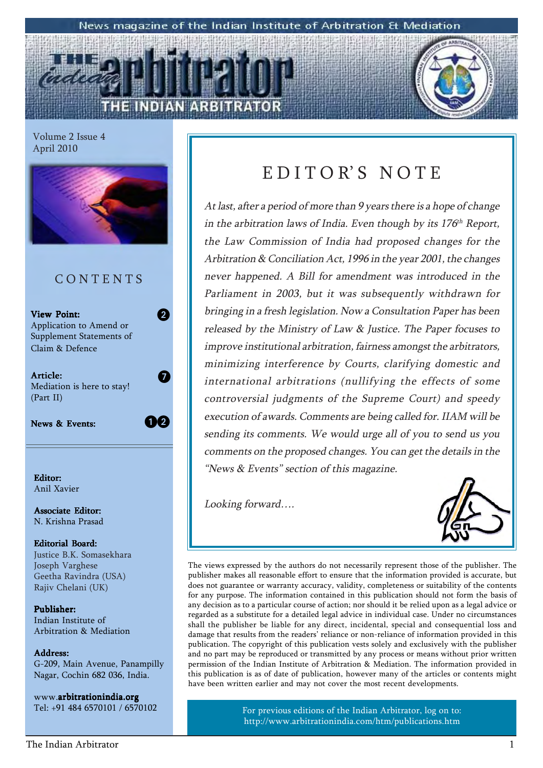News magazine of the Indian Institute of Arbitration & Mediation

# THE INDIAN ARBITRATOR

Volume 2 Issue 4
April 2010

## CONTENTS

**View Point:** 2
Application to Amend or Supplement Statements of Claim & Defence

**Article:** 7
Mediation is here to stay! (Part II)

**News & Events:** 12

**Editor:**
Anil Xavier

**Associate Editor:**
N. Krishna Prasad

**Editorial Board:**
Justice B.K. Somasekhara
Joseph Varghese
Geetha Ravindra (USA)
Rajiv Chelani (UK)

**Publisher:**
Indian Institute of Arbitration & Mediation

**Address:**
G-209, Main Avenue, Panampilly Nagar, Cochin 682 036, India.

www.**arbitrationindia.org**
Tel: +91 484 6570101 / 6570102

## EDITOR'S NOTE

*At last, after a period of more than 9 years there is a hope of change in the arbitration laws of India. Even though by its 176th Report, the Law Commission of India had proposed changes for the Arbitration & Conciliation Act, 1996 in the year 2001, the changes never happened. A Bill for amendment was introduced in the Parliament in 2003, but it was subsequently withdrawn for bringing in a fresh legislation. Now a Consultation Paper has been released by the Ministry of Law & Justice. The Paper focuses to improve institutional arbitration, fairness amongst the arbitrators, minimizing interference by Courts, clarifying domestic and international arbitrations (nullifying the effects of some controversial judgments of the Supreme Court) and speedy execution of awards. Comments are being called for. IIAM will be sending its comments. We would urge all of you to send us you comments on the proposed changes. You can get the details in the "News & Events" section of this magazine.*

*Looking forward….*

The views expressed by the authors do not necessarily represent those of the publisher. The publisher makes all reasonable effort to ensure that the information provided is accurate, but does not guarantee or warranty accuracy, validity, completeness or suitability of the contents for any purpose. The information contained in this publication should not form the basis of any decision as to a particular course of action; nor should it be relied upon as a legal advice or regarded as a substitute for a detailed legal advice in individual case. Under no circumstances shall the publisher be liable for any direct, incidental, special and consequential loss and damage that results from the readers' reliance or non-reliance of information provided in this publication. The copyright of this publication vests solely and exclusively with the publisher and no part may be reproduced or transmitted by any process or means without prior written permission of the Indian Institute of Arbitration & Mediation. The information provided in this publication is as of date of publication, however many of the articles or contents might have been written earlier and may not cover the most recent developments.

For previous editions of the Indian Arbitrator, log on to: http://www.arbitrationindia.com/htm/publications.htm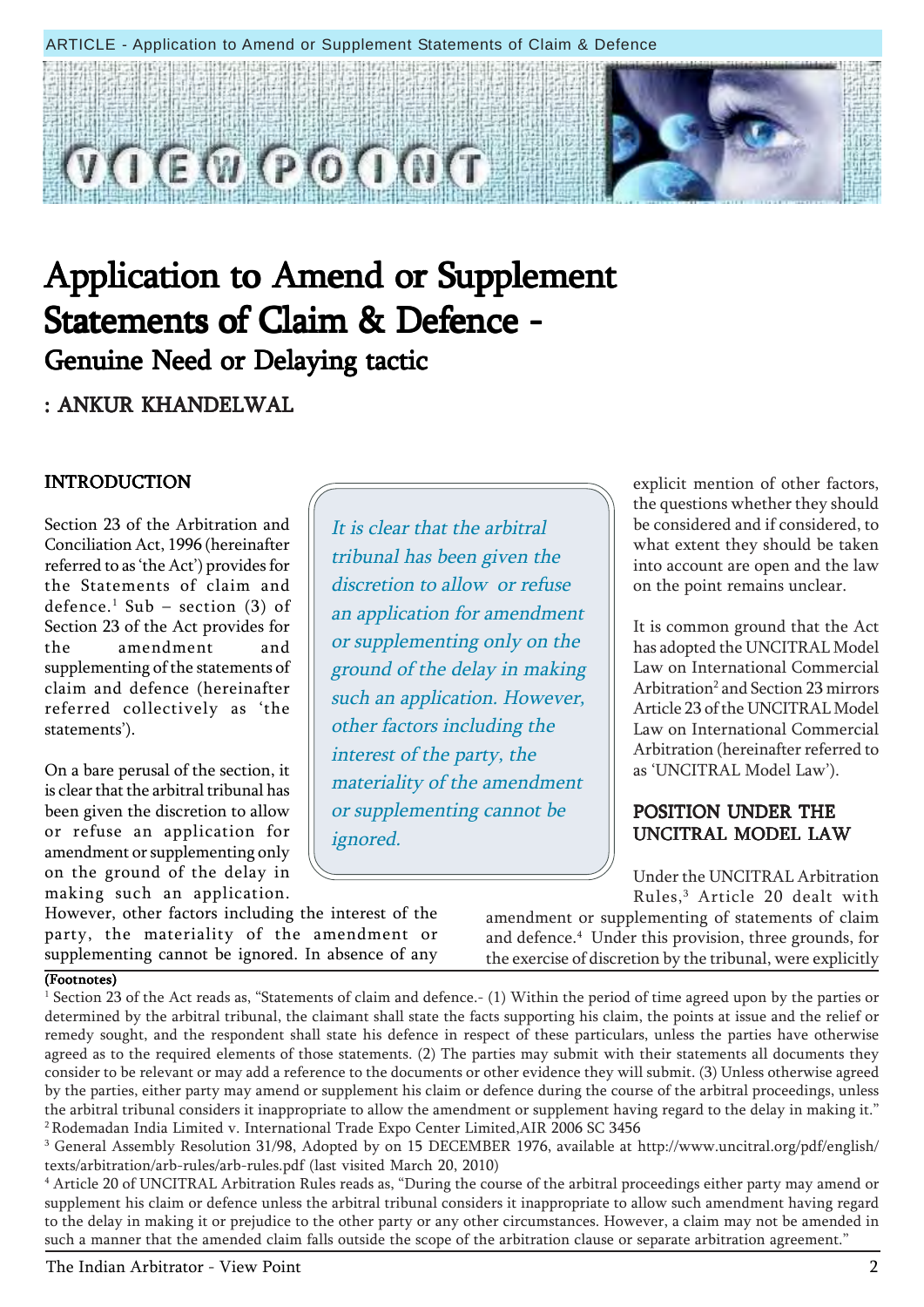# Application to Amend or Supplement Statements of Claim & Defence - 

## Genuine Need or Delaying tactic

: ANKUR KHANDELWAL

### INTRODUCTION

Section 23 of the Arbitration and Conciliation Act, 1996 (hereinafter referred to as 'the Act') provides for the Statements of claim and defence.[1] Sub – section (3) of Section 23 of the Act provides for the amendment and supplementing of the statements of claim and defence (hereinafter referred collectively as 'the statements').

On a bare perusal of the section, it is clear that the arbitral tribunal has been given the discretion to allow or refuse an application for amendment or supplementing only on the ground of the delay in making such an application. However, other factors including the interest of the party, the materiality of the amendment or supplementing cannot be ignored. In absence of any explicit mention of other factors, the questions whether they should be considered and if considered, to what extent they should be taken into account are open and the law on the point remains unclear.

> *It is clear that the arbitral tribunal has been given the discretion to allow or refuse an application for amendment or supplementing only on the ground of the delay in making such an application. However, other factors including the interest of the party, the materiality of the amendment or supplementing cannot be ignored.*

It is common ground that the Act has adopted the UNCITRAL Model Law on International Commercial Arbitration[2] and Section 23 mirrors Article 23 of the UNCITRAL Model Law on International Commercial Arbitration (hereinafter referred to as 'UNCITRAL Model Law').

### POSITION UNDER THE UNCITRAL MODEL LAW

Under the UNCITRAL Arbitration Rules,[3] Article 20 dealt with amendment or supplementing of statements of claim and defence.[4] Under this provision, three grounds, for the exercise of discretion by the tribunal, were explicitly

**(Footnotes)**

[1] Section 23 of the Act reads as, "Statements of claim and defence.- (1) Within the period of time agreed upon by the parties or determined by the arbitral tribunal, the claimant shall state the facts supporting his claim, the points at issue and the relief or remedy sought, and the respondent shall state his defence in respect of these particulars, unless the parties have otherwise agreed as to the required elements of those statements. (2) The parties may submit with their statements all documents they consider to be relevant or may add a reference to the documents or other evidence they will submit. (3) Unless otherwise agreed by the parties, either party may amend or supplement his claim or defence during the course of the arbitral proceedings, unless the arbitral tribunal considers it inappropriate to allow the amendment or supplement having regard to the delay in making it."

[2] Rodemadan India Limited v. International Trade Expo Center Limited,AIR 2006 SC 3456

[3] General Assembly Resolution 31/98, Adopted by on 15 DECEMBER 1976, available at http://www.uncitral.org/pdf/english/texts/arbitration/arb-rules/arb-rules.pdf (last visited March 20, 2010)

[4] Article 20 of UNCITRAL Arbitration Rules reads as, "During the course of the arbitral proceedings either party may amend or supplement his claim or defence unless the arbitral tribunal considers it inappropriate to allow such amendment having regard to the delay in making it or prejudice to the other party or any other circumstances. However, a claim may not be amended in such a manner that the amended claim falls outside the scope of the arbitration clause or separate arbitration agreement."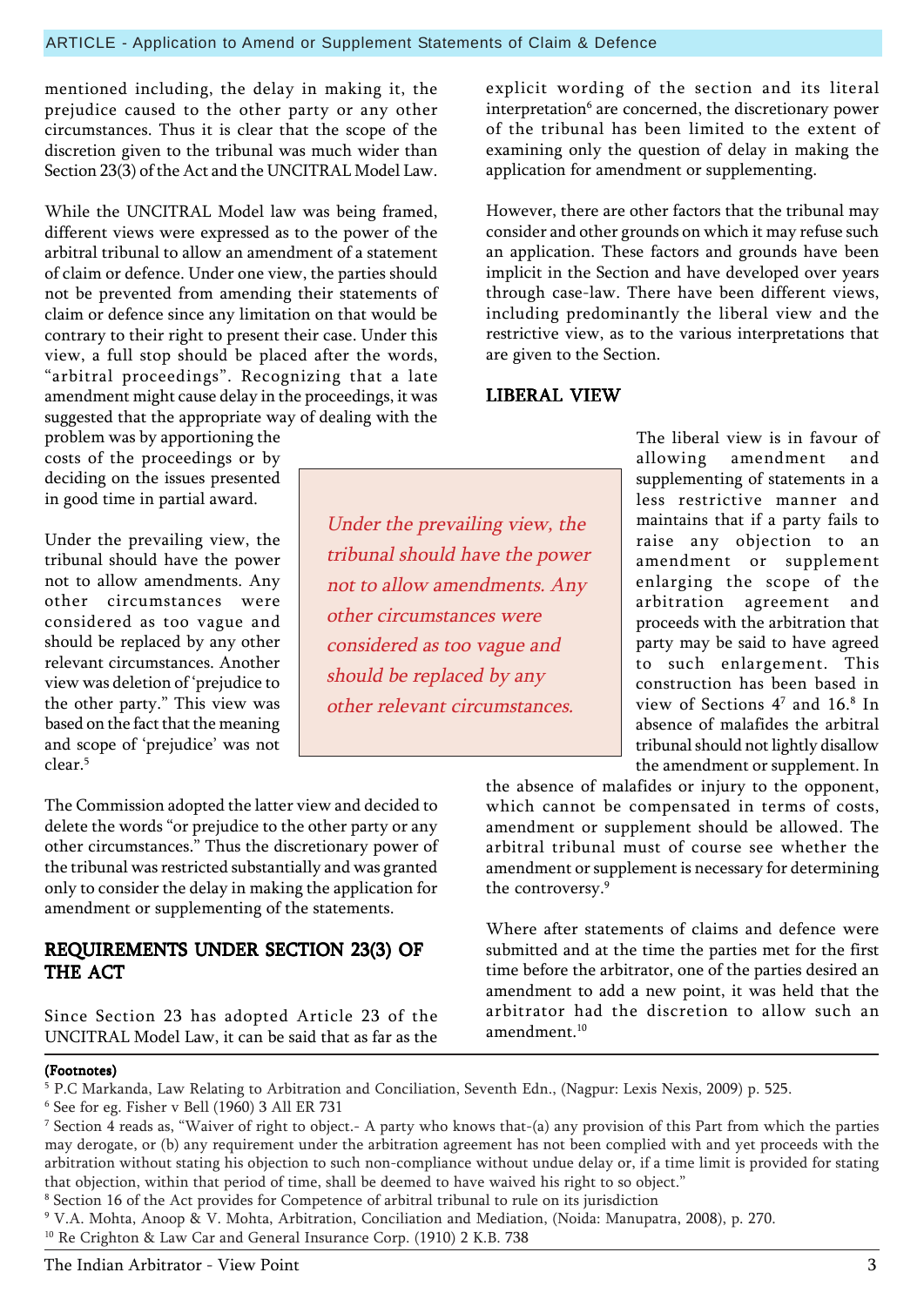mentioned including, the delay in making it, the prejudice caused to the other party or any other circumstances. Thus it is clear that the scope of the discretion given to the tribunal was much wider than Section 23(3) of the Act and the UNCITRAL Model Law.

While the UNCITRAL Model law was being framed, different views were expressed as to the power of the arbitral tribunal to allow an amendment of a statement of claim or defence. Under one view, the parties should not be prevented from amending their statements of claim or defence since any limitation on that would be contrary to their right to present their case. Under this view, a full stop should be placed after the words, "arbitral proceedings". Recognizing that a late amendment might cause delay in the proceedings, it was suggested that the appropriate way of dealing with the problem was by apportioning the costs of the proceedings or by deciding on the issues presented in good time in partial award.

Under the prevailing view, the tribunal should have the power not to allow amendments. Any other circumstances were considered as too vague and should be replaced by any other relevant circumstances. Another view was deletion of 'prejudice to the other party." This view was based on the fact that the meaning and scope of 'prejudice' was not clear.[5]

*Under the prevailing view, the tribunal should have the power not to allow amendments. Any other circumstances were considered as too vague and should be replaced by any other relevant circumstances.*

The Commission adopted the latter view and decided to delete the words "or prejudice to the other party or any other circumstances." Thus the discretionary power of the tribunal was restricted substantially and was granted only to consider the delay in making the application for amendment or supplementing of the statements.

## REQUIREMENTS UNDER SECTION 23(3) OF THE ACT

Since Section 23 has adopted Article 23 of the UNCITRAL Model Law, it can be said that as far as the explicit wording of the section and its literal interpretation[6] are concerned, the discretionary power of the tribunal has been limited to the extent of examining only the question of delay in making the application for amendment or supplementing.

However, there are other factors that the tribunal may consider and other grounds on which it may refuse such an application. These factors and grounds have been implicit in the Section and have developed over years through case-law. There have been different views, including predominantly the liberal view and the restrictive view, as to the various interpretations that are given to the Section.

## LIBERAL VIEW

The liberal view is in favour of allowing amendment and supplementing of statements in a less restrictive manner and maintains that if a party fails to raise any objection to an amendment or supplement enlarging the scope of the arbitration agreement and proceeds with the arbitration that party may be said to have agreed to such enlargement. This construction has been based in view of Sections 4[7] and 16.[8] In absence of malafides the arbitral tribunal should not lightly disallow the amendment or supplement. In the absence of malafides or injury to the opponent, which cannot be compensated in terms of costs, amendment or supplement should be allowed. The arbitral tribunal must of course see whether the amendment or supplement is necessary for determining the controversy.[9]

Where after statements of claims and defence were submitted and at the time the parties met for the first time before the arbitrator, one of the parties desired an amendment to add a new point, it was held that the arbitrator had the discretion to allow such an amendment.[10]

**(Footnotes)**

[5] P.C Markanda, Law Relating to Arbitration and Conciliation, Seventh Edn., (Nagpur: Lexis Nexis, 2009) p. 525.

[6] See for eg. Fisher v Bell (1960) 3 All ER 731

[7] Section 4 reads as, "Waiver of right to object.- A party who knows that-(a) any provision of this Part from which the parties may derogate, or (b) any requirement under the arbitration agreement has not been complied with and yet proceeds with the arbitration without stating his objection to such non-compliance without undue delay or, if a time limit is provided for stating that objection, within that period of time, shall be deemed to have waived his right to so object."

[8] Section 16 of the Act provides for Competence of arbitral tribunal to rule on its jurisdiction

[9] V.A. Mohta, Anoop & V. Mohta, Arbitration, Conciliation and Mediation, (Noida: Manupatra, 2008), p. 270.

[10] Re Crighton & Law Car and General Insurance Corp. (1910) 2 K.B. 738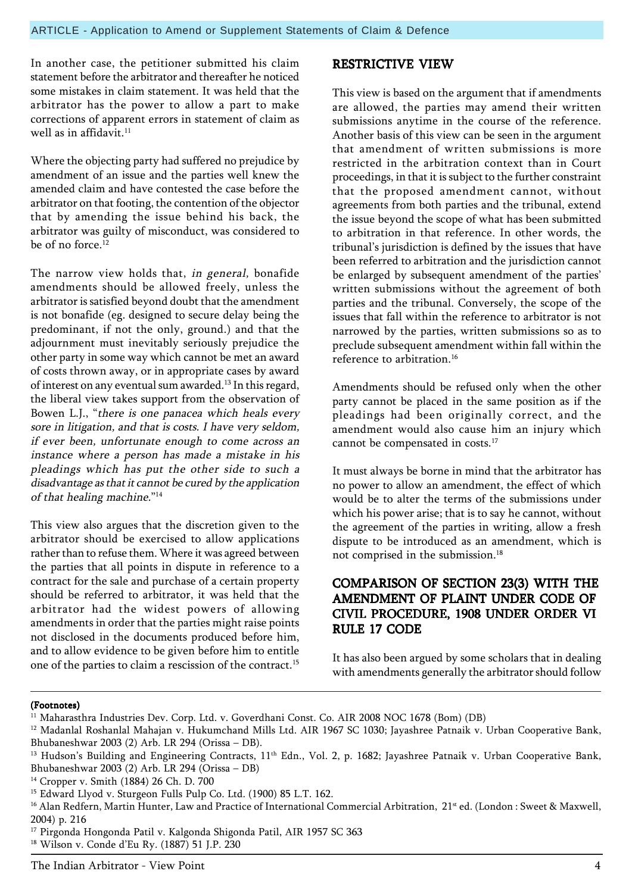In another case, the petitioner submitted his claim statement before the arbitrator and thereafter he noticed some mistakes in claim statement. It was held that the arbitrator has the power to allow a part to make corrections of apparent errors in statement of claim as well as in affidavit.[11]

Where the objecting party had suffered no prejudice by amendment of an issue and the parties well knew the amended claim and have contested the case before the arbitrator on that footing, the contention of the objector that by amending the issue behind his back, the arbitrator was guilty of misconduct, was considered to be of no force.[12]

The narrow view holds that, *in general,* bonafide amendments should be allowed freely, unless the arbitrator is satisfied beyond doubt that the amendment is not bonafide (eg. designed to secure delay being the predominant, if not the only, ground.) and that the adjournment must inevitably seriously prejudice the other party in some way which cannot be met an award of costs thrown away, or in appropriate cases by award of interest on any eventual sum awarded.[13] In this regard, the liberal view takes support from the observation of Bowen L.J., "*there is one panacea which heals every sore in litigation, and that is costs. I have very seldom, if ever been, unfortunate enough to come across an instance where a person has made a mistake in his pleadings which has put the other side to such a disadvantage as that it cannot be cured by the application of that healing machine.*"[14]

This view also argues that the discretion given to the arbitrator should be exercised to allow applications rather than to refuse them. Where it was agreed between the parties that all points in dispute in reference to a contract for the sale and purchase of a certain property should be referred to arbitrator, it was held that the arbitrator had the widest powers of allowing amendments in order that the parties might raise points not disclosed in the documents produced before him, and to allow evidence to be given before him to entitle one of the parties to claim a rescission of the contract.[15]

## RESTRICTIVE VIEW

This view is based on the argument that if amendments are allowed, the parties may amend their written submissions anytime in the course of the reference. Another basis of this view can be seen in the argument that amendment of written submissions is more restricted in the arbitration context than in Court proceedings, in that it is subject to the further constraint that the proposed amendment cannot, without agreements from both parties and the tribunal, extend the issue beyond the scope of what has been submitted to arbitration in that reference. In other words, the tribunal's jurisdiction is defined by the issues that have been referred to arbitration and the jurisdiction cannot be enlarged by subsequent amendment of the parties' written submissions without the agreement of both parties and the tribunal. Conversely, the scope of the issues that fall within the reference to arbitrator is not narrowed by the parties, written submissions so as to preclude subsequent amendment within fall within the reference to arbitration.[16]

Amendments should be refused only when the other party cannot be placed in the same position as if the pleadings had been originally correct, and the amendment would also cause him an injury which cannot be compensated in costs.[17]

It must always be borne in mind that the arbitrator has no power to allow an amendment, the effect of which would be to alter the terms of the submissions under which his power arise; that is to say he cannot, without the agreement of the parties in writing, allow a fresh dispute to be introduced as an amendment, which is not comprised in the submission.[18]

## COMPARISON OF SECTION 23(3) WITH THE AMENDMENT OF PLAINT UNDER CODE OF CIVIL PROCEDURE, 1908 UNDER ORDER VI RULE 17 CODE

It has also been argued by some scholars that in dealing with amendments generally the arbitrator should follow

**(Footnotes)**

[11] Maharasthra Industries Dev. Corp. Ltd. v. Goverdhani Const. Co. AIR 2008 NOC 1678 (Bom) (DB)

[12] Madanlal Roshanlal Mahajan v. Hukumchand Mills Ltd. AIR 1967 SC 1030; Jayashree Patnaik v. Urban Cooperative Bank, Bhubaneshwar 2003 (2) Arb. LR 294 (Orissa – DB).

[13] Hudson's Building and Engineering Contracts, 11th Edn., Vol. 2, p. 1682; Jayashree Patnaik v. Urban Cooperative Bank, Bhubaneshwar 2003 (2) Arb. LR 294 (Orissa – DB)

[14] Cropper v. Smith (1884) 26 Ch. D. 700

[15] Edward Llyod v. Sturgeon Fulls Pulp Co. Ltd. (1900) 85 L.T. 162.

[16] Alan Redfern, Martin Hunter, Law and Practice of International Commercial Arbitration, 21st ed. (London : Sweet & Maxwell, 2004) p. 216

[17] Pirgonda Hongonda Patil v. Kalgonda Shigonda Patil, AIR 1957 SC 363

[18] Wilson v. Conde d'Eu Ry. (1887) 51 J.P. 230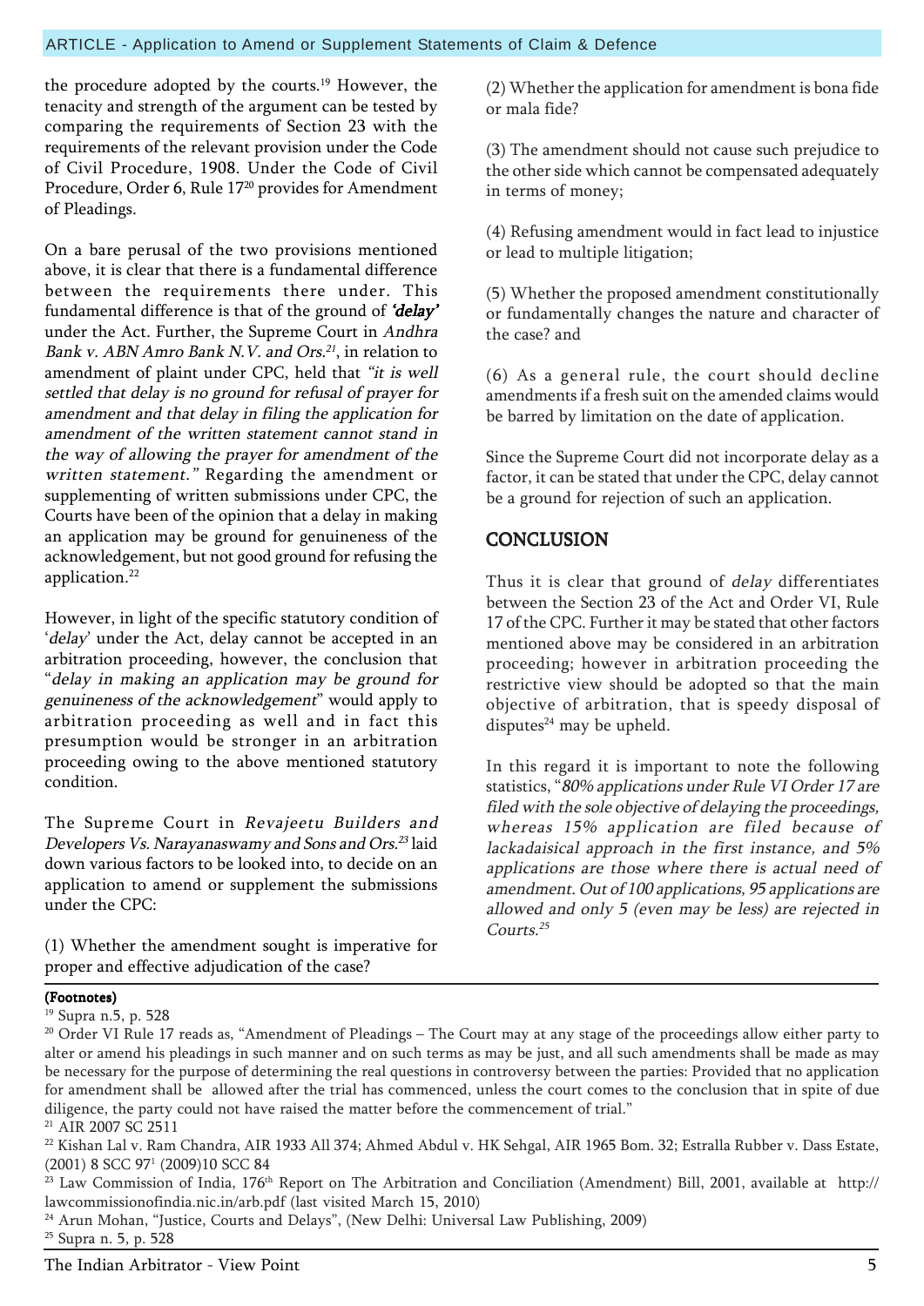the procedure adopted by the courts.[19] However, the tenacity and strength of the argument can be tested by comparing the requirements of Section 23 with the requirements of the relevant provision under the Code of Civil Procedure, 1908. Under the Code of Civil Procedure, Order 6, Rule 17[20] provides for Amendment of Pleadings.

On a bare perusal of the two provisions mentioned above, it is clear that there is a fundamental difference between the requirements there under. This fundamental difference is that of the ground of ***'delay'*** under the Act. Further, the Supreme Court in *Andhra Bank v. ABN Amro Bank N.V. and Ors.*[21], in relation to amendment of plaint under CPC, held that *"it is well settled that delay is no ground for refusal of prayer for amendment and that delay in filing the application for amendment of the written statement cannot stand in the way of allowing the prayer for amendment of the written statement."* Regarding the amendment or supplementing of written submissions under CPC, the Courts have been of the opinion that a delay in making an application may be ground for genuineness of the acknowledgement, but not good ground for refusing the application.[22]

However, in light of the specific statutory condition of '*delay*' under the Act, delay cannot be accepted in an arbitration proceeding, however, the conclusion that "*delay in making an application may be ground for genuineness of the acknowledgement*" would apply to arbitration proceeding as well and in fact this presumption would be stronger in an arbitration proceeding owing to the above mentioned statutory condition.

The Supreme Court in *Revajeetu Builders and Developers Vs. Narayanaswamy and Sons and Ors.*[23] laid down various factors to be looked into, to decide on an application to amend or supplement the submissions under the CPC:

(1) Whether the amendment sought is imperative for proper and effective adjudication of the case?

(2) Whether the application for amendment is bona fide or mala fide?

(3) The amendment should not cause such prejudice to the other side which cannot be compensated adequately in terms of money;

(4) Refusing amendment would in fact lead to injustice or lead to multiple litigation;

(5) Whether the proposed amendment constitutionally or fundamentally changes the nature and character of the case? and

(6) As a general rule, the court should decline amendments if a fresh suit on the amended claims would be barred by limitation on the date of application.

Since the Supreme Court did not incorporate delay as a factor, it can be stated that under the CPC, delay cannot be a ground for rejection of such an application.

## CONCLUSION

Thus it is clear that ground of *delay* differentiates between the Section 23 of the Act and Order VI, Rule 17 of the CPC. Further it may be stated that other factors mentioned above may be considered in an arbitration proceeding; however in arbitration proceeding the restrictive view should be adopted so that the main objective of arbitration, that is speedy disposal of disputes[24] may be upheld.

In this regard it is important to note the following statistics, "*80% applications under Rule VI Order 17 are filed with the sole objective of delaying the proceedings, whereas 15% application are filed because of lackadaisical approach in the first instance, and 5% applications are those where there is actual need of amendment. Out of 100 applications, 95 applications are allowed and only 5 (even may be less) are rejected in Courts.*[25]

**(Footnotes)**

[19] Supra n.5, p. 528

[20] Order VI Rule 17 reads as, "Amendment of Pleadings – The Court may at any stage of the proceedings allow either party to alter or amend his pleadings in such manner and on such terms as may be just, and all such amendments shall be made as may be necessary for the purpose of determining the real questions in controversy between the parties: Provided that no application for amendment shall be allowed after the trial has commenced, unless the court comes to the conclusion that in spite of due diligence, the party could not have raised the matter before the commencement of trial."

[21] AIR 2007 SC 2511

[22] Kishan Lal v. Ram Chandra, AIR 1933 All 374; Ahmed Abdul v. HK Sehgal, AIR 1965 Bom. 32; Estralla Rubber v. Dass Estate, (2001) 8 SCC 97[1] (2009)10 SCC 84

[23] Law Commission of India, 176th Report on The Arbitration and Conciliation (Amendment) Bill, 2001, available at http://lawcommissionofindia.nic.in/arb.pdf (last visited March 15, 2010)

[24] Arun Mohan, "Justice, Courts and Delays", (New Delhi: Universal Law Publishing, 2009)

[25] Supra n. 5, p. 528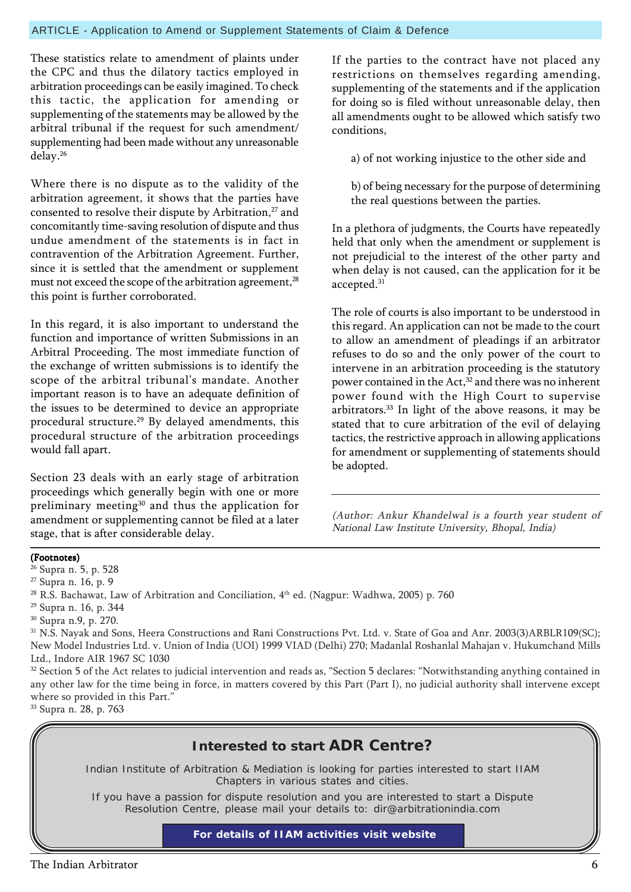These statistics relate to amendment of plaints under the CPC and thus the dilatory tactics employed in arbitration proceedings can be easily imagined. To check this tactic, the application for amending or supplementing of the statements may be allowed by the arbitral tribunal if the request for such amendment/ supplementing had been made without any unreasonable delay.[26]

Where there is no dispute as to the validity of the arbitration agreement, it shows that the parties have consented to resolve their dispute by Arbitration,[27] and concomitantly time-saving resolution of dispute and thus undue amendment of the statements is in fact in contravention of the Arbitration Agreement. Further, since it is settled that the amendment or supplement must not exceed the scope of the arbitration agreement,[28] this point is further corroborated.

In this regard, it is also important to understand the function and importance of written Submissions in an Arbitral Proceeding. The most immediate function of the exchange of written submissions is to identify the scope of the arbitral tribunal's mandate. Another important reason is to have an adequate definition of the issues to be determined to device an appropriate procedural structure.[29] By delayed amendments, this procedural structure of the arbitration proceedings would fall apart.

Section 23 deals with an early stage of arbitration proceedings which generally begin with one or more preliminary meeting[30] and thus the application for amendment or supplementing cannot be filed at a later stage, that is after considerable delay.

If the parties to the contract have not placed any restrictions on themselves regarding amending, supplementing of the statements and if the application for doing so is filed without unreasonable delay, then all amendments ought to be allowed which satisfy two conditions,

a) of not working injustice to the other side and

b) of being necessary for the purpose of determining the real questions between the parties.

In a plethora of judgments, the Courts have repeatedly held that only when the amendment or supplement is not prejudicial to the interest of the other party and when delay is not caused, can the application for it be accepted.[31]

The role of courts is also important to be understood in this regard. An application can not be made to the court to allow an amendment of pleadings if an arbitrator refuses to do so and the only power of the court to intervene in an arbitration proceeding is the statutory power contained in the Act,[32] and there was no inherent power found with the High Court to supervise arbitrators.[33] In light of the above reasons, it may be stated that to cure arbitration of the evil of delaying tactics, the restrictive approach in allowing applications for amendment or supplementing of statements should be adopted.

---

*(Author: Ankur Khandelwal is a fourth year student of National Law Institute University, Bhopal, India)*

**(Footnotes)**

[26] Supra n. 5, p. 528

[27] Supra n. 16, p. 9

[28] R.S. Bachawat, Law of Arbitration and Conciliation, 4th ed. (Nagpur: Wadhwa, 2005) p. 760

[29] Supra n. 16, p. 344

[30] Supra n.9, p. 270.

[31] N.S. Nayak and Sons, Heera Constructions and Rani Constructions Pvt. Ltd. v. State of Goa and Anr. 2003(3)ARBLR109(SC); New Model Industries Ltd. v. Union of India (UOI) 1999 VIAD (Delhi) 270; Madanlal Roshanlal Mahajan v. Hukumchand Mills Ltd., Indore AIR 1967 SC 1030

[32] Section 5 of the Act relates to judicial intervention and reads as, "Section 5 declares: "Notwithstanding anything contained in any other law for the time being in force, in matters covered by this Part (Part I), no judicial authority shall intervene except where so provided in this Part."

[33] Supra n. 28, p. 763

## Interested to start ADR Centre?

Indian Institute of Arbitration & Mediation is looking for parties interested to start IIAM Chapters in various states and cities.

If you have a passion for dispute resolution and you are interested to start a Dispute Resolution Centre, please mail your details to: dir@arbitrationindia.com

**For details of IIAM activities visit website**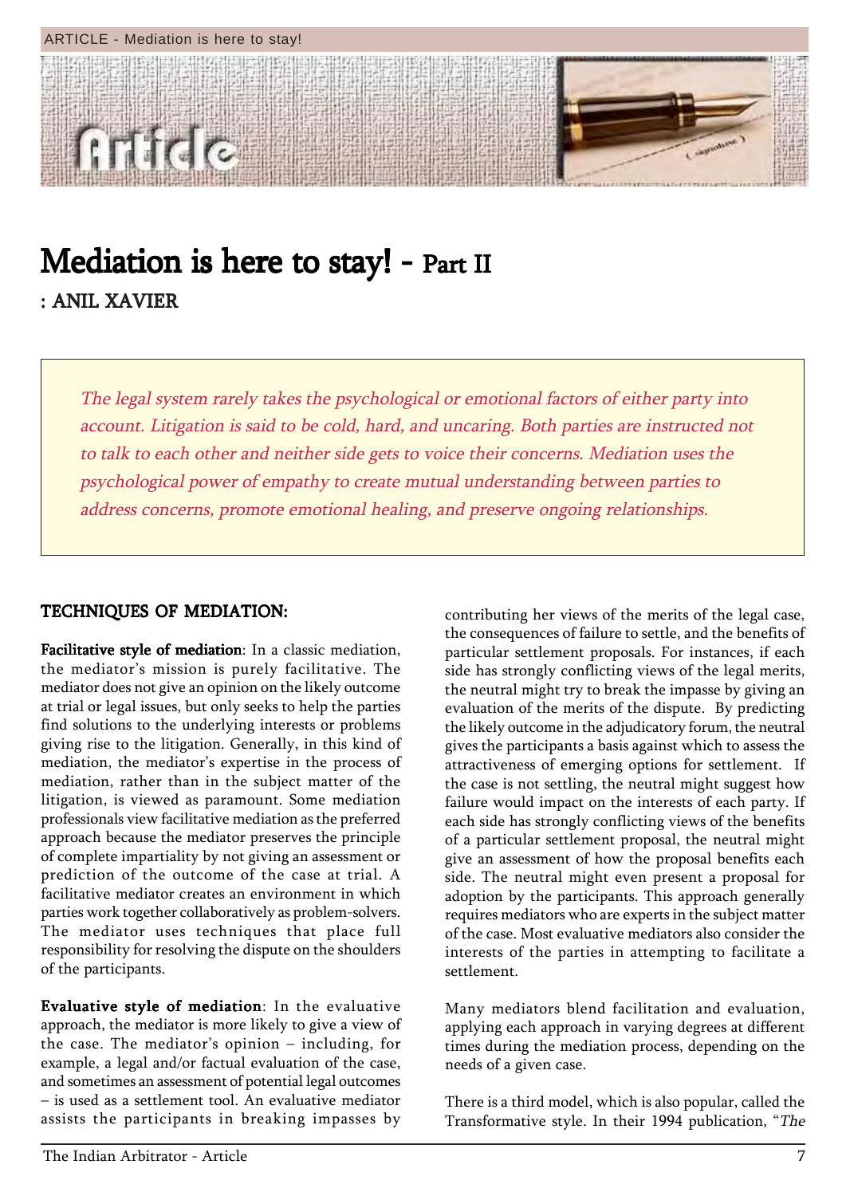# Mediation is here to stay! - Part II

**: ANIL XAVIER**

*The legal system rarely takes the psychological or emotional factors of either party into account. Litigation is said to be cold, hard, and uncaring. Both parties are instructed not to talk to each other and neither side gets to voice their concerns. Mediation uses the psychological power of empathy to create mutual understanding between parties to address concerns, promote emotional healing, and preserve ongoing relationships.*

## TECHNIQUES OF MEDIATION:

**Facilitative style of mediation**: In a classic mediation, the mediator's mission is purely facilitative. The mediator does not give an opinion on the likely outcome at trial or legal issues, but only seeks to help the parties find solutions to the underlying interests or problems giving rise to the litigation. Generally, in this kind of mediation, the mediator's expertise in the process of mediation, rather than in the subject matter of the litigation, is viewed as paramount. Some mediation professionals view facilitative mediation as the preferred approach because the mediator preserves the principle of complete impartiality by not giving an assessment or prediction of the outcome of the case at trial. A facilitative mediator creates an environment in which parties work together collaboratively as problem-solvers. The mediator uses techniques that place full responsibility for resolving the dispute on the shoulders of the participants.

**Evaluative style of mediation**: In the evaluative approach, the mediator is more likely to give a view of the case. The mediator's opinion – including, for example, a legal and/or factual evaluation of the case, and sometimes an assessment of potential legal outcomes – is used as a settlement tool. An evaluative mediator assists the participants in breaking impasses by contributing her views of the merits of the legal case, the consequences of failure to settle, and the benefits of particular settlement proposals. For instances, if each side has strongly conflicting views of the legal merits, the neutral might try to break the impasse by giving an evaluation of the merits of the dispute. By predicting the likely outcome in the adjudicatory forum, the neutral gives the participants a basis against which to assess the attractiveness of emerging options for settlement. If the case is not settling, the neutral might suggest how failure would impact on the interests of each party. If each side has strongly conflicting views of the benefits of a particular settlement proposal, the neutral might give an assessment of how the proposal benefits each side. The neutral might even present a proposal for adoption by the participants. This approach generally requires mediators who are experts in the subject matter of the case. Most evaluative mediators also consider the interests of the parties in attempting to facilitate a settlement.

Many mediators blend facilitation and evaluation, applying each approach in varying degrees at different times during the mediation process, depending on the needs of a given case.

There is a third model, which is also popular, called the Transformative style. In their 1994 publication, "*The*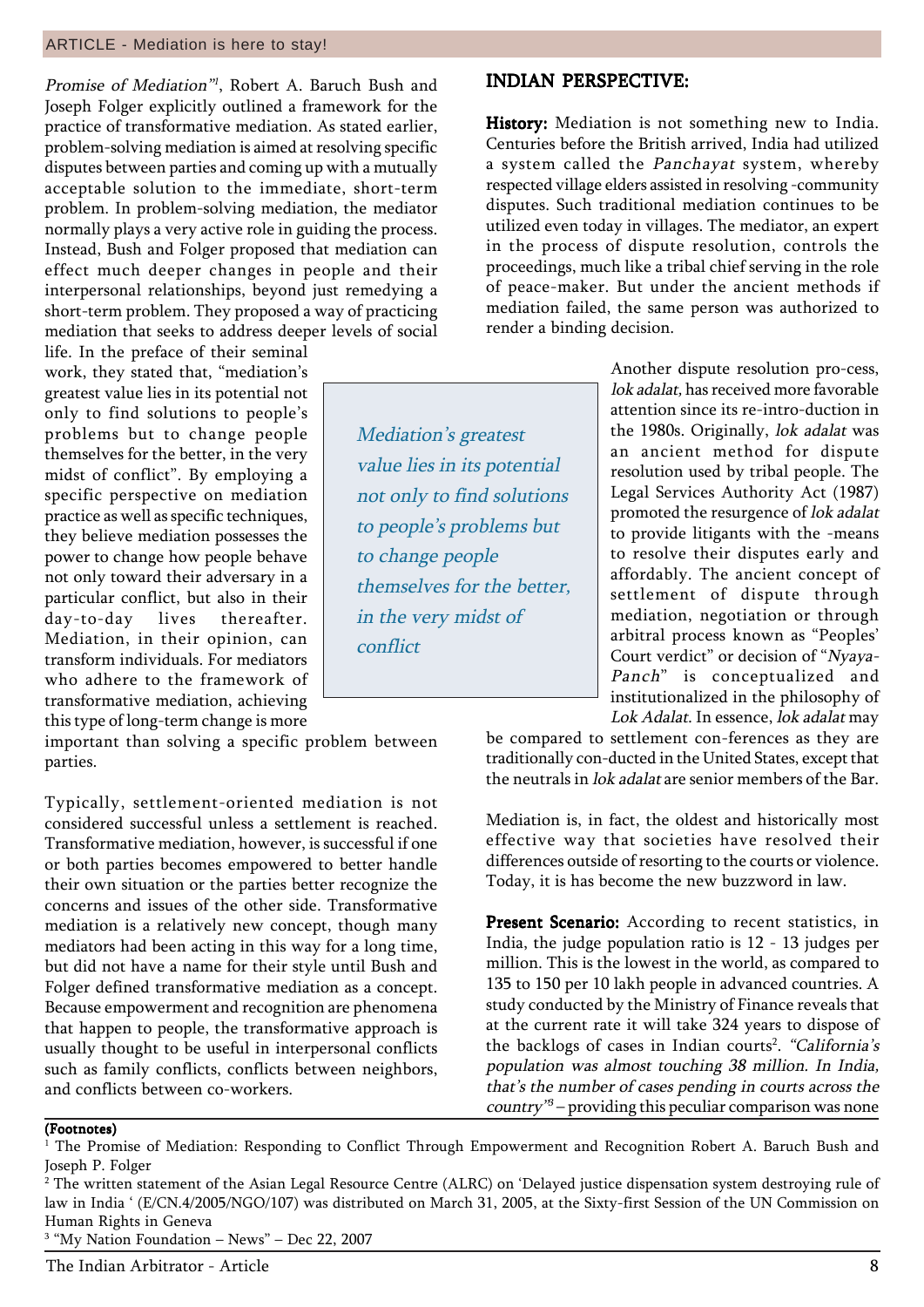*Promise of Mediation"*[1], Robert A. Baruch Bush and Joseph Folger explicitly outlined a framework for the practice of transformative mediation. As stated earlier, problem-solving mediation is aimed at resolving specific disputes between parties and coming up with a mutually acceptable solution to the immediate, short-term problem. In problem-solving mediation, the mediator normally plays a very active role in guiding the process. Instead, Bush and Folger proposed that mediation can effect much deeper changes in people and their interpersonal relationships, beyond just remedying a short-term problem. They proposed a way of practicing mediation that seeks to address deeper levels of social life. In the preface of their seminal work, they stated that, "mediation's greatest value lies in its potential not only to find solutions to people's problems but to change people themselves for the better, in the very midst of conflict". By employing a specific perspective on mediation practice as well as specific techniques, they believe mediation possesses the power to change how people behave not only toward their adversary in a particular conflict, but also in their day-to-day lives thereafter. Mediation, in their opinion, can transform individuals. For mediators who adhere to the framework of transformative mediation, achieving this type of long-term change is more important than solving a specific problem between parties.

> *Mediation's greatest value lies in its potential not only to find solutions to people's problems but to change people themselves for the better, in the very midst of conflict*

Typically, settlement-oriented mediation is not considered successful unless a settlement is reached. Transformative mediation, however, is successful if one or both parties becomes empowered to better handle their own situation or the parties better recognize the concerns and issues of the other side. Transformative mediation is a relatively new concept, though many mediators had been acting in this way for a long time, but did not have a name for their style until Bush and Folger defined transformative mediation as a concept. Because empowerment and recognition are phenomena that happen to people, the transformative approach is usually thought to be useful in interpersonal conflicts such as family conflicts, conflicts between neighbors, and conflicts between co-workers.

## INDIAN PERSPECTIVE:

**History:** Mediation is not something new to India. Centuries before the British arrived, India had utilized a system called the *Panchayat* system, whereby respected village elders assisted in resolving -community disputes. Such traditional mediation continues to be utilized even today in villages. The mediator, an expert in the process of dispute resolution, controls the proceedings, much like a tribal chief serving in the role of peace-maker. But under the ancient methods if mediation failed, the same person was authorized to render a binding decision.

Another dispute resolution pro-cess, *lok adalat,* has received more favorable attention since its re-intro-duction in the 1980s. Originally, *lok adalat* was an ancient method for dispute resolution used by tribal people. The Legal Services Authority Act (1987) promoted the resurgence of *lok adalat* to provide litigants with the -means to resolve their disputes early and affordably. The ancient concept of settlement of dispute through mediation, negotiation or through arbitral process known as "Peoples' Court verdict" or decision of "*Nyaya-Panch*" is conceptualized and institutionalized in the philosophy of *Lok Adalat*. In essence, *lok adalat* may be compared to settlement con-ferences as they are traditionally con-ducted in the United States, except that the neutrals in *lok adalat* are senior members of the Bar.

Mediation is, in fact, the oldest and historically most effective way that societies have resolved their differences outside of resorting to the courts or violence. Today, it is has become the new buzzword in law.

**Present Scenario:** According to recent statistics, in India, the judge population ratio is 12 - 13 judges per million. This is the lowest in the world, as compared to 135 to 150 per 10 lakh people in advanced countries. A study conducted by the Ministry of Finance reveals that at the current rate it will take 324 years to dispose of the backlogs of cases in Indian courts[2]. *"California's population was almost touching 38 million. In India, that's the number of cases pending in courts across the country"*[3] – providing this peculiar comparison was none

**(Footnotes)**

[1] The Promise of Mediation: Responding to Conflict Through Empowerment and Recognition Robert A. Baruch Bush and Joseph P. Folger

[2] The written statement of the Asian Legal Resource Centre (ALRC) on 'Delayed justice dispensation system destroying rule of law in India ' (E/CN.4/2005/NGO/107) was distributed on March 31, 2005, at the Sixty-first Session of the UN Commission on Human Rights in Geneva

[3] "My Nation Foundation – News" – Dec 22, 2007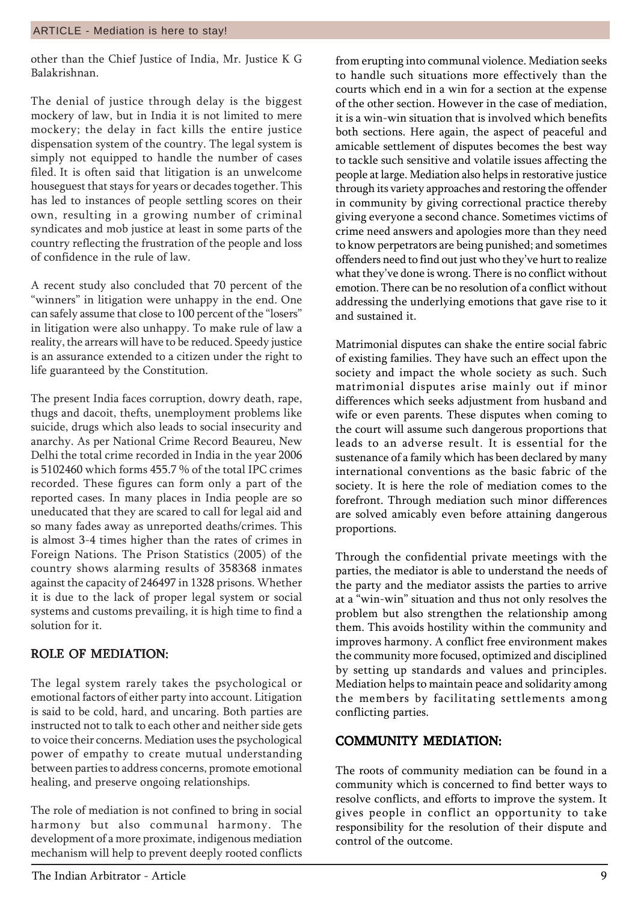other than the Chief Justice of India, Mr. Justice K G Balakrishnan.

The denial of justice through delay is the biggest mockery of law, but in India it is not limited to mere mockery; the delay in fact kills the entire justice dispensation system of the country. The legal system is simply not equipped to handle the number of cases filed. It is often said that litigation is an unwelcome houseguest that stays for years or decades together. This has led to instances of people settling scores on their own, resulting in a growing number of criminal syndicates and mob justice at least in some parts of the country reflecting the frustration of the people and loss of confidence in the rule of law.

A recent study also concluded that 70 percent of the "winners" in litigation were unhappy in the end. One can safely assume that close to 100 percent of the "losers" in litigation were also unhappy. To make rule of law a reality, the arrears will have to be reduced. Speedy justice is an assurance extended to a citizen under the right to life guaranteed by the Constitution.

The present India faces corruption, dowry death, rape, thugs and dacoit, thefts, unemployment problems like suicide, drugs which also leads to social insecurity and anarchy. As per National Crime Record Beaureu, New Delhi the total crime recorded in India in the year 2006 is 5102460 which forms 455.7 % of the total IPC crimes recorded. These figures can form only a part of the reported cases. In many places in India people are so uneducated that they are scared to call for legal aid and so many fades away as unreported deaths/crimes. This is almost 3-4 times higher than the rates of crimes in Foreign Nations. The Prison Statistics (2005) of the country shows alarming results of 358368 inmates against the capacity of 246497 in 1328 prisons. Whether it is due to the lack of proper legal system or social systems and customs prevailing, it is high time to find a solution for it.

## ROLE OF MEDIATION:

The legal system rarely takes the psychological or emotional factors of either party into account. Litigation is said to be cold, hard, and uncaring. Both parties are instructed not to talk to each other and neither side gets to voice their concerns. Mediation uses the psychological power of empathy to create mutual understanding between parties to address concerns, promote emotional healing, and preserve ongoing relationships.

The role of mediation is not confined to bring in social harmony but also communal harmony. The development of a more proximate, indigenous mediation mechanism will help to prevent deeply rooted conflicts from erupting into communal violence. Mediation seeks to handle such situations more effectively than the courts which end in a win for a section at the expense of the other section. However in the case of mediation, it is a win-win situation that is involved which benefits both sections. Here again, the aspect of peaceful and amicable settlement of disputes becomes the best way to tackle such sensitive and volatile issues affecting the people at large. Mediation also helps in restorative justice through its variety approaches and restoring the offender in community by giving correctional practice thereby giving everyone a second chance. Sometimes victims of crime need answers and apologies more than they need to know perpetrators are being punished; and sometimes offenders need to find out just who they've hurt to realize what they've done is wrong. There is no conflict without emotion. There can be no resolution of a conflict without addressing the underlying emotions that gave rise to it and sustained it.

Matrimonial disputes can shake the entire social fabric of existing families. They have such an effect upon the society and impact the whole society as such. Such matrimonial disputes arise mainly out if minor differences which seeks adjustment from husband and wife or even parents. These disputes when coming to the court will assume such dangerous proportions that leads to an adverse result. It is essential for the sustenance of a family which has been declared by many international conventions as the basic fabric of the society. It is here the role of mediation comes to the forefront. Through mediation such minor differences are solved amicably even before attaining dangerous proportions.

Through the confidential private meetings with the parties, the mediator is able to understand the needs of the party and the mediator assists the parties to arrive at a "win-win" situation and thus not only resolves the problem but also strengthen the relationship among them. This avoids hostility within the community and improves harmony. A conflict free environment makes the community more focused, optimized and disciplined by setting up standards and values and principles. Mediation helps to maintain peace and solidarity among the members by facilitating settlements among conflicting parties.

## COMMUNITY MEDIATION:

The roots of community mediation can be found in a community which is concerned to find better ways to resolve conflicts, and efforts to improve the system. It gives people in conflict an opportunity to take responsibility for the resolution of their dispute and control of the outcome.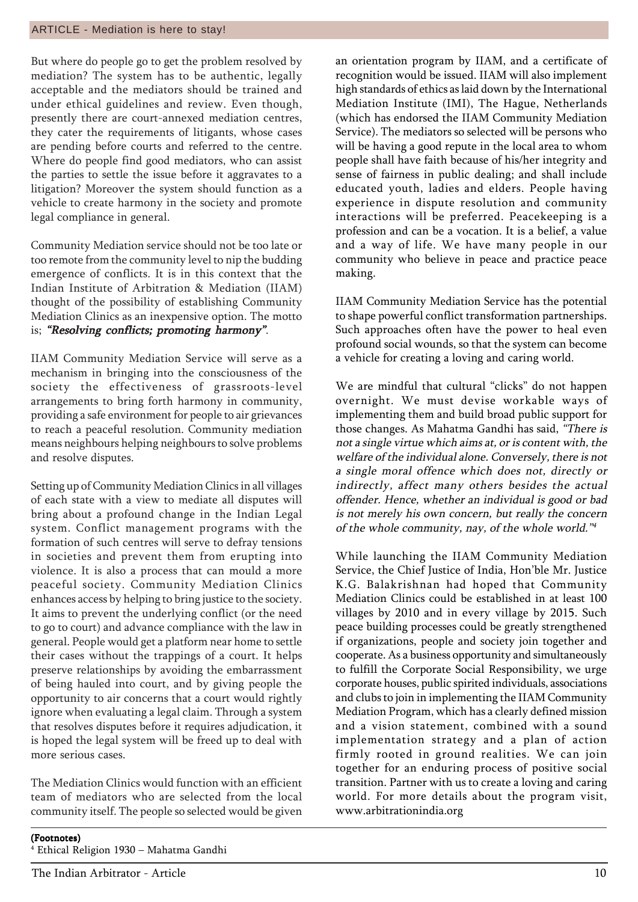But where do people go to get the problem resolved by mediation? The system has to be authentic, legally acceptable and the mediators should be trained and under ethical guidelines and review. Even though, presently there are court-annexed mediation centres, they cater the requirements of litigants, whose cases are pending before courts and referred to the centre. Where do people find good mediators, who can assist the parties to settle the issue before it aggravates to a litigation? Moreover the system should function as a vehicle to create harmony in the society and promote legal compliance in general.

Community Mediation service should not be too late or too remote from the community level to nip the budding emergence of conflicts. It is in this context that the Indian Institute of Arbitration & Mediation (IIAM) thought of the possibility of establishing Community Mediation Clinics as an inexpensive option. The motto is; ***"Resolving conflicts; promoting harmony"***.

IIAM Community Mediation Service will serve as a mechanism in bringing into the consciousness of the society the effectiveness of grassroots-level arrangements to bring forth harmony in community, providing a safe environment for people to air grievances to reach a peaceful resolution. Community mediation means neighbours helping neighbours to solve problems and resolve disputes.

Setting up of Community Mediation Clinics in all villages of each state with a view to mediate all disputes will bring about a profound change in the Indian Legal system. Conflict management programs with the formation of such centres will serve to defray tensions in societies and prevent them from erupting into violence. It is also a process that can mould a more peaceful society. Community Mediation Clinics enhances access by helping to bring justice to the society. It aims to prevent the underlying conflict (or the need to go to court) and advance compliance with the law in general. People would get a platform near home to settle their cases without the trappings of a court. It helps preserve relationships by avoiding the embarrassment of being hauled into court, and by giving people the opportunity to air concerns that a court would rightly ignore when evaluating a legal claim. Through a system that resolves disputes before it requires adjudication, it is hoped the legal system will be freed up to deal with more serious cases.

The Mediation Clinics would function with an efficient team of mediators who are selected from the local community itself. The people so selected would be given an orientation program by IIAM, and a certificate of recognition would be issued. IIAM will also implement high standards of ethics as laid down by the International Mediation Institute (IMI), The Hague, Netherlands (which has endorsed the IIAM Community Mediation Service). The mediators so selected will be persons who will be having a good repute in the local area to whom people shall have faith because of his/her integrity and sense of fairness in public dealing; and shall include educated youth, ladies and elders. People having experience in dispute resolution and community interactions will be preferred. Peacekeeping is a profession and can be a vocation. It is a belief, a value and a way of life. We have many people in our community who believe in peace and practice peace making.

IIAM Community Mediation Service has the potential to shape powerful conflict transformation partnerships. Such approaches often have the power to heal even profound social wounds, so that the system can become a vehicle for creating a loving and caring world.

We are mindful that cultural "clicks" do not happen overnight. We must devise workable ways of implementing them and build broad public support for those changes. As Mahatma Gandhi has said, *"There is not a single virtue which aims at, or is content with, the welfare of the individual alone. Conversely, there is not a single moral offence which does not, directly or indirectly, affect many others besides the actual offender. Hence, whether an individual is good or bad is not merely his own concern, but really the concern of the whole community, nay, of the whole world."*[4]

While launching the IIAM Community Mediation Service, the Chief Justice of India, Hon'ble Mr. Justice K.G. Balakrishnan had hoped that Community Mediation Clinics could be established in at least 100 villages by 2010 and in every village by 2015. Such peace building processes could be greatly strengthened if organizations, people and society join together and cooperate. As a business opportunity and simultaneously to fulfill the Corporate Social Responsibility, we urge corporate houses, public spirited individuals, associations and clubs to join in implementing the IIAM Community Mediation Program, which has a clearly defined mission and a vision statement, combined with a sound implementation strategy and a plan of action firmly rooted in ground realities. We can join together for an enduring process of positive social transition. Partner with us to create a loving and caring world. For more details about the program visit, www.arbitrationindia.org

**(Footnotes)**

[4] Ethical Religion 1930 – Mahatma Gandhi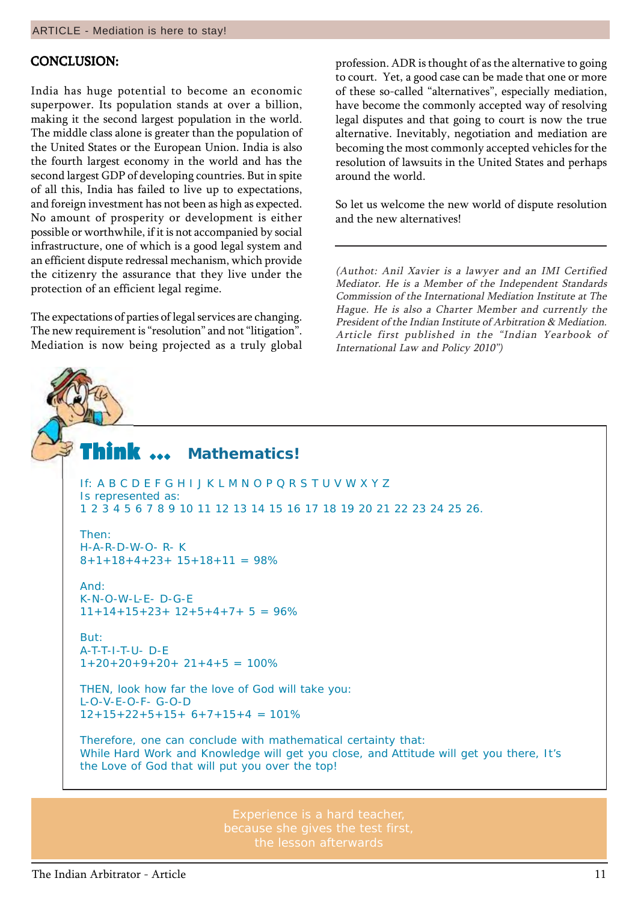## CONCLUSION:

India has huge potential to become an economic superpower. Its population stands at over a billion, making it the second largest population in the world. The middle class alone is greater than the population of the United States or the European Union. India is also the fourth largest economy in the world and has the second largest GDP of developing countries. But in spite of all this, India has failed to live up to expectations, and foreign investment has not been as high as expected. No amount of prosperity or development is either possible or worthwhile, if it is not accompanied by social infrastructure, one of which is a good legal system and an efficient dispute redressal mechanism, which provide the citizenry the assurance that they live under the protection of an efficient legal regime.

The expectations of parties of legal services are changing. The new requirement is "resolution" and not "litigation". Mediation is now being projected as a truly global profession. ADR is thought of as the alternative to going to court. Yet, a good case can be made that one or more of these so-called "alternatives", especially mediation, have become the commonly accepted way of resolving legal disputes and that going to court is now the true alternative. Inevitably, negotiation and mediation are becoming the most commonly accepted vehicles for the resolution of lawsuits in the United States and perhaps around the world.

So let us welcome the new world of dispute resolution and the new alternatives!

---

*(Authot: Anil Xavier is a lawyer and an IMI Certified Mediator. He is a Member of the Independent Standards Commission of the International Mediation Institute at The Hague. He is also a Charter Member and currently the President of the Indian Institute of Arbitration & Mediation. Article first published in the "Indian Yearbook of International Law and Policy 2010")*

## Think ... Mathematics!

If: A B C D E F G H I J K L M N O P Q R S T U V W X Y Z
Is represented as:
1 2 3 4 5 6 7 8 9 10 11 12 13 14 15 16 17 18 19 20 21 22 23 24 25 26.

Then:
H-A-R-D-W-O- R- K
8+1+18+4+23+ 15+18+11 = 98%

And:
K-N-O-W-L-E- D-G-E
11+14+15+23+ 12+5+4+7+ 5 = 96%

But:
A-T-T-I-T-U- D-E
1+20+20+9+20+ 21+4+5 = 100%

THEN, look how far the love of God will take you:
L-O-V-E-O-F- G-O-D
12+15+22+5+15+ 6+7+15+4 = 101%

Therefore, one can conclude with mathematical certainty that:
While Hard Work and Knowledge will get you close, and Attitude will get you there, It's the Love of God that will put you over the top!

Experience is a hard teacher,
because she gives the test first,
the lesson afterwards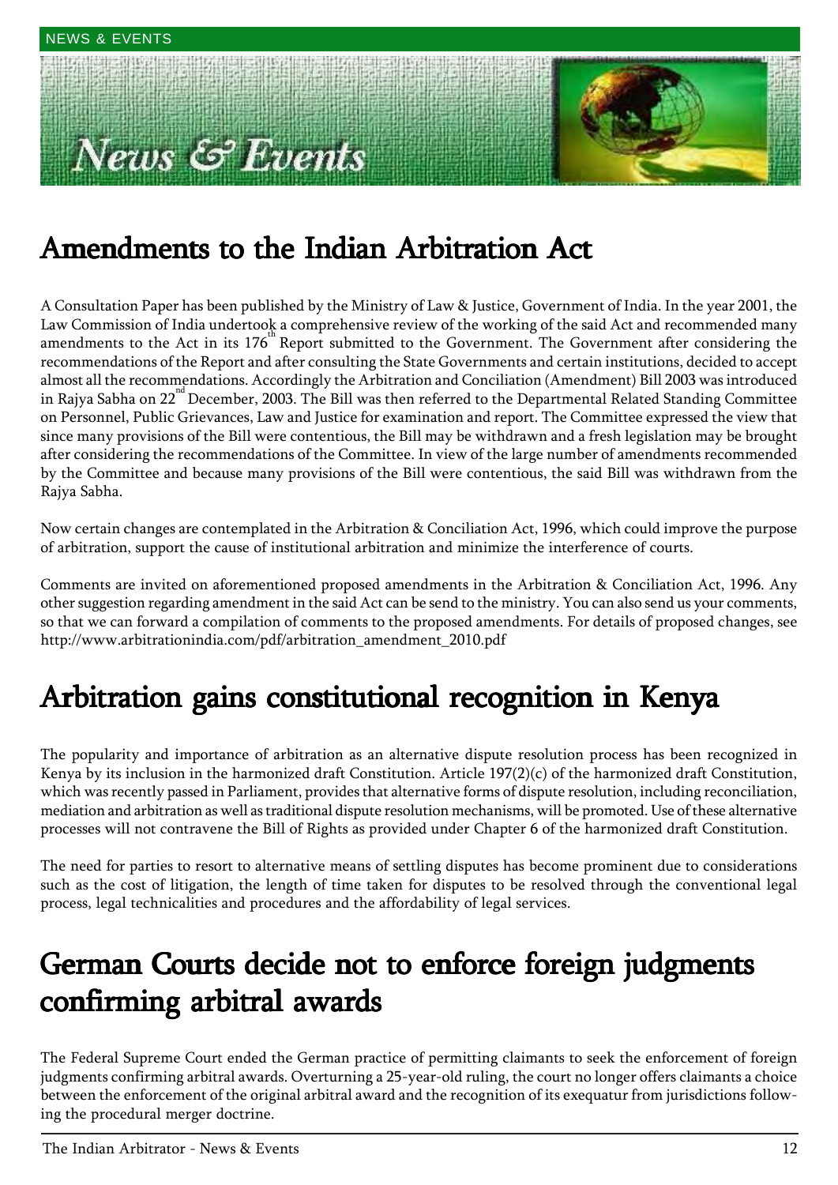# News & Events

## Amendments to the Indian Arbitration Act

A Consultation Paper has been published by the Ministry of Law & Justice, Government of India. In the year 2001, the Law Commission of India undertook a comprehensive review of the working of the said Act and recommended many amendments to the Act in its 176th Report submitted to the Government. The Government after considering the recommendations of the Report and after consulting the State Governments and certain institutions, decided to accept almost all the recommendations. Accordingly the Arbitration and Conciliation (Amendment) Bill 2003 was introduced in Rajya Sabha on 22nd December, 2003. The Bill was then referred to the Departmental Related Standing Committee on Personnel, Public Grievances, Law and Justice for examination and report. The Committee expressed the view that since many provisions of the Bill were contentious, the Bill may be withdrawn and a fresh legislation may be brought after considering the recommendations of the Committee. In view of the large number of amendments recommended by the Committee and because many provisions of the Bill were contentious, the said Bill was withdrawn from the Rajya Sabha.

Now certain changes are contemplated in the Arbitration & Conciliation Act, 1996, which could improve the purpose of arbitration, support the cause of institutional arbitration and minimize the interference of courts.

Comments are invited on aforementioned proposed amendments in the Arbitration & Conciliation Act, 1996. Any other suggestion regarding amendment in the said Act can be send to the ministry. You can also send us your comments, so that we can forward a compilation of comments to the proposed amendments. For details of proposed changes, see http://www.arbitrationindia.com/pdf/arbitration_amendment_2010.pdf

## Arbitration gains constitutional recognition in Kenya

The popularity and importance of arbitration as an alternative dispute resolution process has been recognized in Kenya by its inclusion in the harmonized draft Constitution. Article 197(2)(c) of the harmonized draft Constitution, which was recently passed in Parliament, provides that alternative forms of dispute resolution, including reconciliation, mediation and arbitration as well as traditional dispute resolution mechanisms, will be promoted. Use of these alternative processes will not contravene the Bill of Rights as provided under Chapter 6 of the harmonized draft Constitution.

The need for parties to resort to alternative means of settling disputes has become prominent due to considerations such as the cost of litigation, the length of time taken for disputes to be resolved through the conventional legal process, legal technicalities and procedures and the affordability of legal services.

## German Courts decide not to enforce foreign judgments confirming arbitral awards

The Federal Supreme Court ended the German practice of permitting claimants to seek the enforcement of foreign judgments confirming arbitral awards. Overturning a 25-year-old ruling, the court no longer offers claimants a choice between the enforcement of the original arbitral award and the recognition of its exequatur from jurisdictions following the procedural merger doctrine.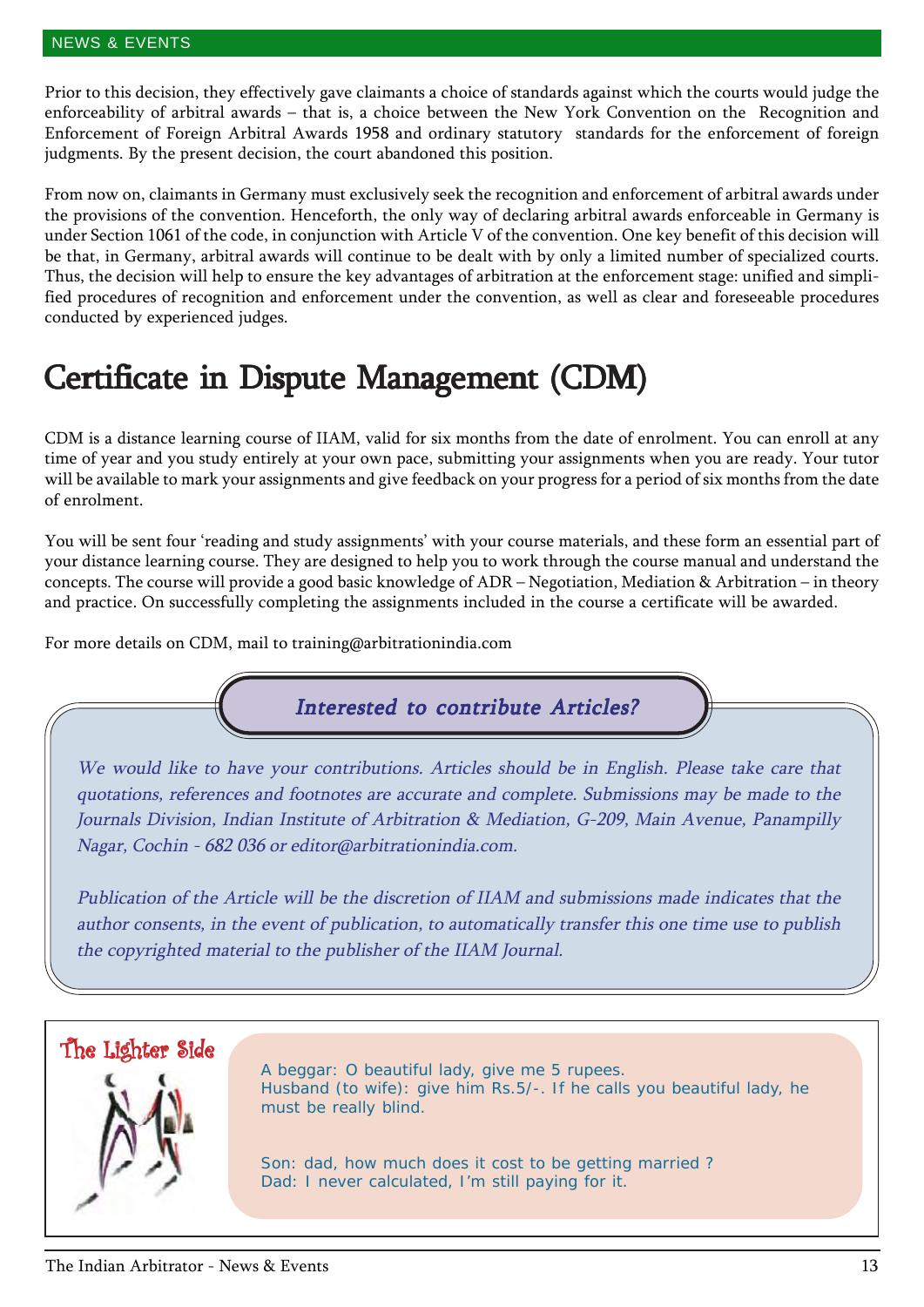Prior to this decision, they effectively gave claimants a choice of standards against which the courts would judge the enforceability of arbitral awards – that is, a choice between the New York Convention on the Recognition and Enforcement of Foreign Arbitral Awards 1958 and ordinary statutory standards for the enforcement of foreign judgments. By the present decision, the court abandoned this position.

From now on, claimants in Germany must exclusively seek the recognition and enforcement of arbitral awards under the provisions of the convention. Henceforth, the only way of declaring arbitral awards enforceable in Germany is under Section 1061 of the code, in conjunction with Article V of the convention. One key benefit of this decision will be that, in Germany, arbitral awards will continue to be dealt with by only a limited number of specialized courts. Thus, the decision will help to ensure the key advantages of arbitration at the enforcement stage: unified and simplified procedures of recognition and enforcement under the convention, as well as clear and foreseeable procedures conducted by experienced judges.

# Certificate in Dispute Management (CDM)

CDM is a distance learning course of IIAM, valid for six months from the date of enrolment. You can enroll at any time of year and you study entirely at your own pace, submitting your assignments when you are ready. Your tutor will be available to mark your assignments and give feedback on your progress for a period of six months from the date of enrolment.

You will be sent four 'reading and study assignments' with your course materials, and these form an essential part of your distance learning course. They are designed to help you to work through the course manual and understand the concepts. The course will provide a good basic knowledge of ADR – Negotiation, Mediation & Arbitration – in theory and practice. On successfully completing the assignments included in the course a certificate will be awarded.

For more details on CDM, mail to training@arbitrationindia.com

## *Interested to contribute Articles?*

*We would like to have your contributions. Articles should be in English. Please take care that quotations, references and footnotes are accurate and complete. Submissions may be made to the Journals Division, Indian Institute of Arbitration & Mediation, G-209, Main Avenue, Panampilly Nagar, Cochin - 682 036 or editor@arbitrationindia.com.*

*Publication of the Article will be the discretion of IIAM and submissions made indicates that the author consents, in the event of publication, to automatically transfer this one time use to publish the copyrighted material to the publisher of the IIAM Journal.*

## The Lighter Side

A beggar: O beautiful lady, give me 5 rupees.
Husband (to wife): give him Rs.5/-. If he calls you beautiful lady, he must be really blind.

Son: dad, how much does it cost to be getting married ?
Dad: I never calculated, I'm still paying for it.